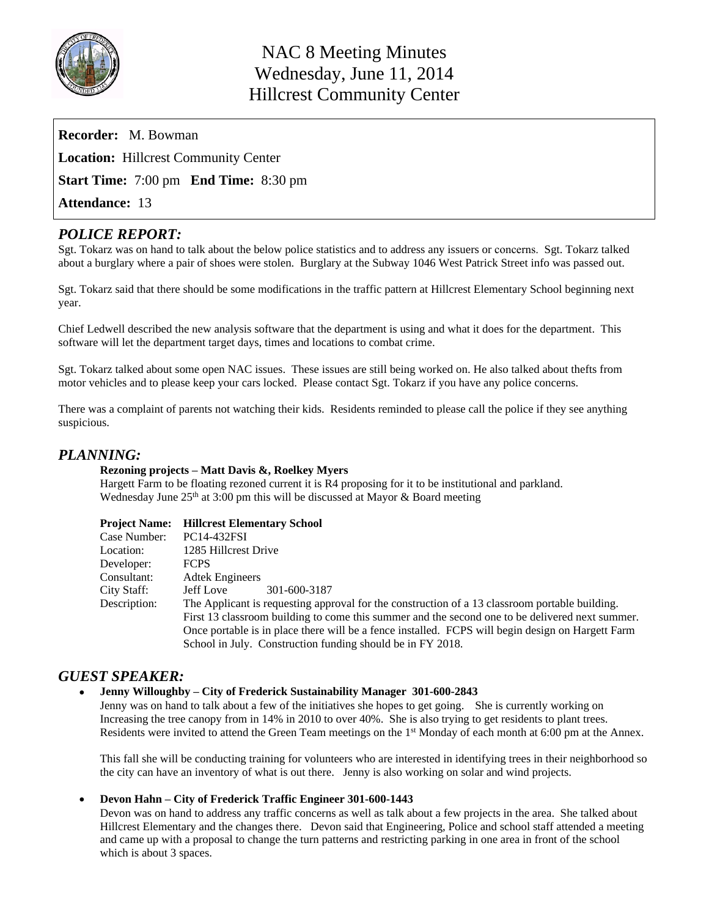# NAC 8 Meeting Minutes
# Wednesday, June 11, 2014
# Hillcrest Community Center

**Recorder:** M. Bowman

**Location:** Hillcrest Community Center

**Start Time:** 7:00 pm **End Time:** 8:30 pm

**Attendance:** 13

## *POLICE REPORT:*

Sgt. Tokarz was on hand to talk about the below police statistics and to address any issuers or concerns. Sgt. Tokarz talked about a burglary where a pair of shoes were stolen. Burglary at the Subway 1046 West Patrick Street info was passed out.

Sgt. Tokarz said that there should be some modifications in the traffic pattern at Hillcrest Elementary School beginning next year.

Chief Ledwell described the new analysis software that the department is using and what it does for the department. This software will let the department target days, times and locations to combat crime.

Sgt. Tokarz talked about some open NAC issues. These issues are still being worked on. He also talked about thefts from motor vehicles and to please keep your cars locked. Please contact Sgt. Tokarz if you have any police concerns.

There was a complaint of parents not watching their kids. Residents reminded to please call the police if they see anything suspicious.

## *PLANNING:*

**Rezoning projects – Matt Davis &, Roelkey Myers**

Hargett Farm to be floating rezoned current it is R4 proposing for it to be institutional and parkland.
Wednesday June 25th at 3:00 pm this will be discussed at Mayor & Board meeting

| **Project Name:** | **Hillcrest Elementary School** |
|---|---|
| Case Number: | PC14-432FSI |
| Location: | 1285 Hillcrest Drive |
| Developer: | FCPS |
| Consultant: | Adtek Engineers |
| City Staff: | Jeff Love 301-600-3187 |
| Description: | The Applicant is requesting approval for the construction of a 13 classroom portable building. First 13 classroom building to come this summer and the second one to be delivered next summer. Once portable is in place there will be a fence installed. FCPS will begin design on Hargett Farm School in July. Construction funding should be in FY 2018. |

## *GUEST SPEAKER:*

- **Jenny Willoughby – City of Frederick Sustainability Manager 301-600-2843**

  Jenny was on hand to talk about a few of the initiatives she hopes to get going. She is currently working on Increasing the tree canopy from in 14% in 2010 to over 40%. She is also trying to get residents to plant trees. Residents were invited to attend the Green Team meetings on the 1st Monday of each month at 6:00 pm at the Annex.

  This fall she will be conducting training for volunteers who are interested in identifying trees in their neighborhood so the city can have an inventory of what is out there. Jenny is also working on solar and wind projects.

- **Devon Hahn – City of Frederick Traffic Engineer 301-600-1443**

  Devon was on hand to address any traffic concerns as well as talk about a few projects in the area. She talked about Hillcrest Elementary and the changes there. Devon said that Engineering, Police and school staff attended a meeting and came up with a proposal to change the turn patterns and restricting parking in one area in front of the school which is about 3 spaces.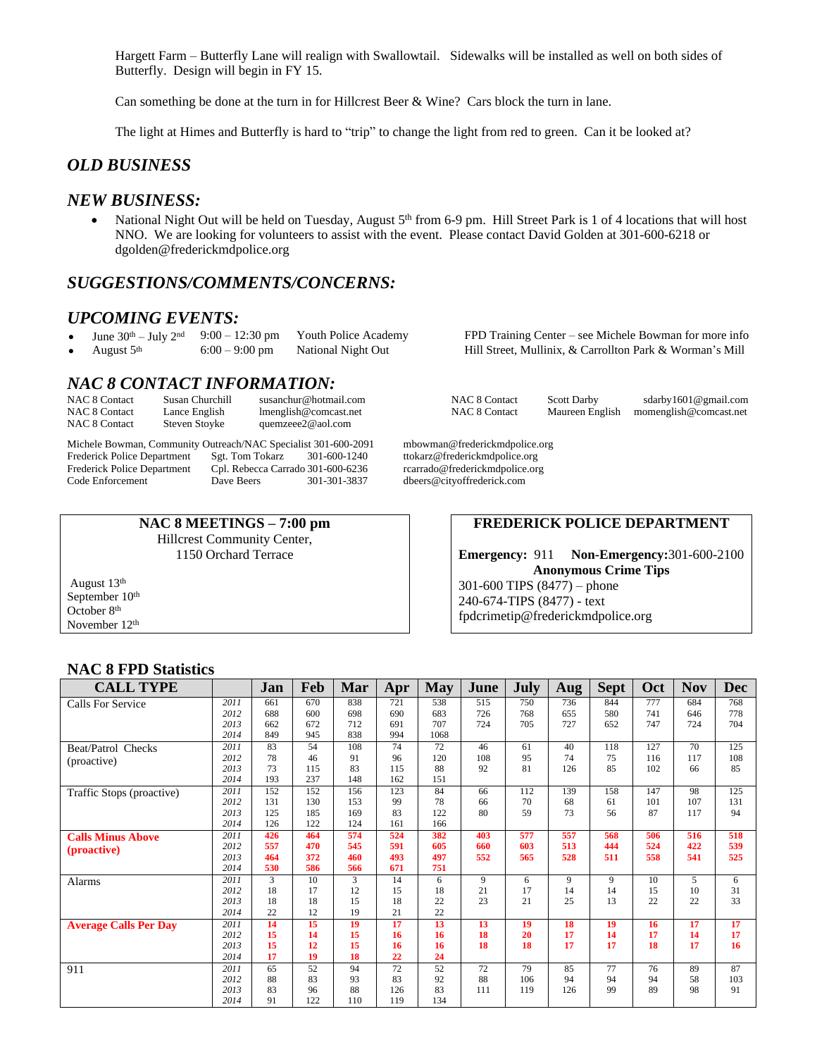Hargett Farm – Butterfly Lane will realign with Swallowtail. Sidewalks will be installed as well on both sides of Butterfly. Design will begin in FY 15.

Can something be done at the turn in for Hillcrest Beer & Wine? Cars block the turn in lane.

The light at Himes and Butterfly is hard to "trip" to change the light from red to green. Can it be looked at?

## *OLD BUSINESS*

## *NEW BUSINESS:*

- National Night Out will be held on Tuesday, August 5th from 6-9 pm. Hill Street Park is 1 of 4 locations that will host NNO. We are looking for volunteers to assist with the event. Please contact David Golden at 301-600-6218 or dgolden@frederickmdpolice.org

## *SUGGESTIONS/COMMENTS/CONCERNS:*

## *UPCOMING EVENTS:*

- June 30th – July 2nd 9:00 – 12:30 pm Youth Police Academy FPD Training Center – see Michele Bowman for more info
- August 5th 6:00 – 9:00 pm National Night Out Hill Street, Mullinix, & Carrollton Park & Worman's Mill

## *NAC 8 CONTACT INFORMATION:*

| | | |
|---|---|---|
| NAC 8 Contact | Susan Churchill | susanchur@hotmail.com |
| NAC 8 Contact | Lance English | lmenglish@comcast.net |
| NAC 8 Contact | Steven Stoyke | quemzeee2@aol.com |
| NAC 8 Contact | Scott Darby | sdarby1601@gmail.com |
| NAC 8 Contact | Maureen English | momenglish@comcast.net |

| | | | |
|---|---|---|---|
| Michele Bowman, Community Outreach/NAC Specialist | | 301-600-2091 | mbowman@frederickmdpolice.org |
| Frederick Police Department | Sgt. Tom Tokarz | 301-600-1240 | ttokarz@frederickmdpolice.org |
| Frederick Police Department | Cpl. Rebecca Carrado | 301-600-6236 | rcarrado@frederickmdpolice.org |
| Code Enforcement | Dave Beers | 301-301-3837 | dbeers@cityoffrederick.com |

**NAC 8 MEETINGS – 7:00 pm**
Hillcrest Community Center,
1150 Orchard Terrace

August 13th
September 10th
October 8th
November 12th

**FREDERICK POLICE DEPARTMENT**

**Emergency:** 911 **Non-Emergency:** 301-600-2100
**Anonymous Crime Tips**
301-600 TIPS (8477) – phone
240-674-TIPS (8477) - text
fpdcrimetip@frederickmdpolice.org

## NAC 8 FPD Statistics

| CALL TYPE | | Jan | Feb | Mar | Apr | May | June | July | Aug | Sept | Oct | Nov | Dec |
|---|---|---|---|---|---|---|---|---|---|---|---|---|---|
| Calls For Service | *2011* | 661 | 670 | 838 | 721 | 538 | 515 | 750 | 736 | 844 | 777 | 684 | 768 |
| | *2012* | 688 | 600 | 698 | 690 | 683 | 726 | 768 | 655 | 580 | 741 | 646 | 778 |
| | *2013* | 662 | 672 | 712 | 691 | 707 | 724 | 705 | 727 | 652 | 747 | 724 | 704 |
| | *2014* | 849 | 945 | 838 | 994 | 1068 | | | | | | | |
| Beat/Patrol Checks (proactive) | *2011* | 83 | 54 | 108 | 74 | 72 | 46 | 61 | 40 | 118 | 127 | 70 | 125 |
| | *2012* | 78 | 46 | 91 | 96 | 120 | 108 | 95 | 74 | 75 | 116 | 117 | 108 |
| | *2013* | 73 | 115 | 83 | 115 | 88 | 92 | 81 | 126 | 85 | 102 | 66 | 85 |
| | *2014* | 193 | 237 | 148 | 162 | 151 | | | | | | | |
| Traffic Stops (proactive) | *2011* | 152 | 152 | 156 | 123 | 84 | 66 | 112 | 139 | 158 | 147 | 98 | 125 |
| | *2012* | 131 | 130 | 153 | 99 | 78 | 66 | 70 | 68 | 61 | 101 | 107 | 131 |
| | *2013* | 125 | 185 | 169 | 83 | 122 | 80 | 59 | 73 | 56 | 87 | 117 | 94 |
| | *2014* | 126 | 122 | 124 | 161 | 166 | | | | | | | |
| **Calls Minus Above (proactive)** | *2011* | **426** | **464** | **574** | **524** | **382** | **403** | **577** | **557** | **568** | **506** | **516** | **518** |
| | *2012* | **557** | **470** | **545** | **591** | **605** | **660** | **603** | **513** | **444** | **524** | **422** | **539** |
| | *2013* | **464** | **372** | **460** | **493** | **497** | **552** | **565** | **528** | **511** | **558** | **541** | **525** |
| | *2014* | **530** | **586** | **566** | **671** | **751** | | | | | | | |
| Alarms | *2011* | 3 | 10 | 3 | 14 | 6 | 9 | 6 | 9 | 9 | 10 | 5 | 6 |
| | *2012* | 18 | 17 | 12 | 15 | 18 | 21 | 17 | 14 | 14 | 15 | 10 | 31 |
| | *2013* | 18 | 18 | 15 | 18 | 22 | 23 | 21 | 25 | 13 | 22 | 22 | 33 |
| | *2014* | 22 | 12 | 19 | 21 | 22 | | | | | | | |
| **Average Calls Per Day** | *2011* | **14** | **15** | **19** | **17** | **13** | **13** | **19** | **18** | **19** | **16** | **17** | **17** |
| | *2012* | **15** | **14** | **15** | **16** | **16** | **18** | **20** | **17** | **14** | **17** | **14** | **17** |
| | *2013* | **15** | **12** | **15** | **16** | **16** | **18** | **18** | **17** | **17** | **18** | **17** | **16** |
| | *2014* | **17** | **19** | **18** | **22** | **24** | | | | | | | |
| 911 | *2011* | 65 | 52 | 94 | 72 | 52 | 72 | 79 | 85 | 77 | 76 | 89 | 87 |
| | *2012* | 88 | 83 | 93 | 83 | 92 | 88 | 106 | 94 | 94 | 94 | 58 | 103 |
| | *2013* | 83 | 96 | 88 | 126 | 83 | 111 | 119 | 126 | 99 | 89 | 98 | 91 |
| | *2014* | 91 | 122 | 110 | 119 | 134 | | | | | | | |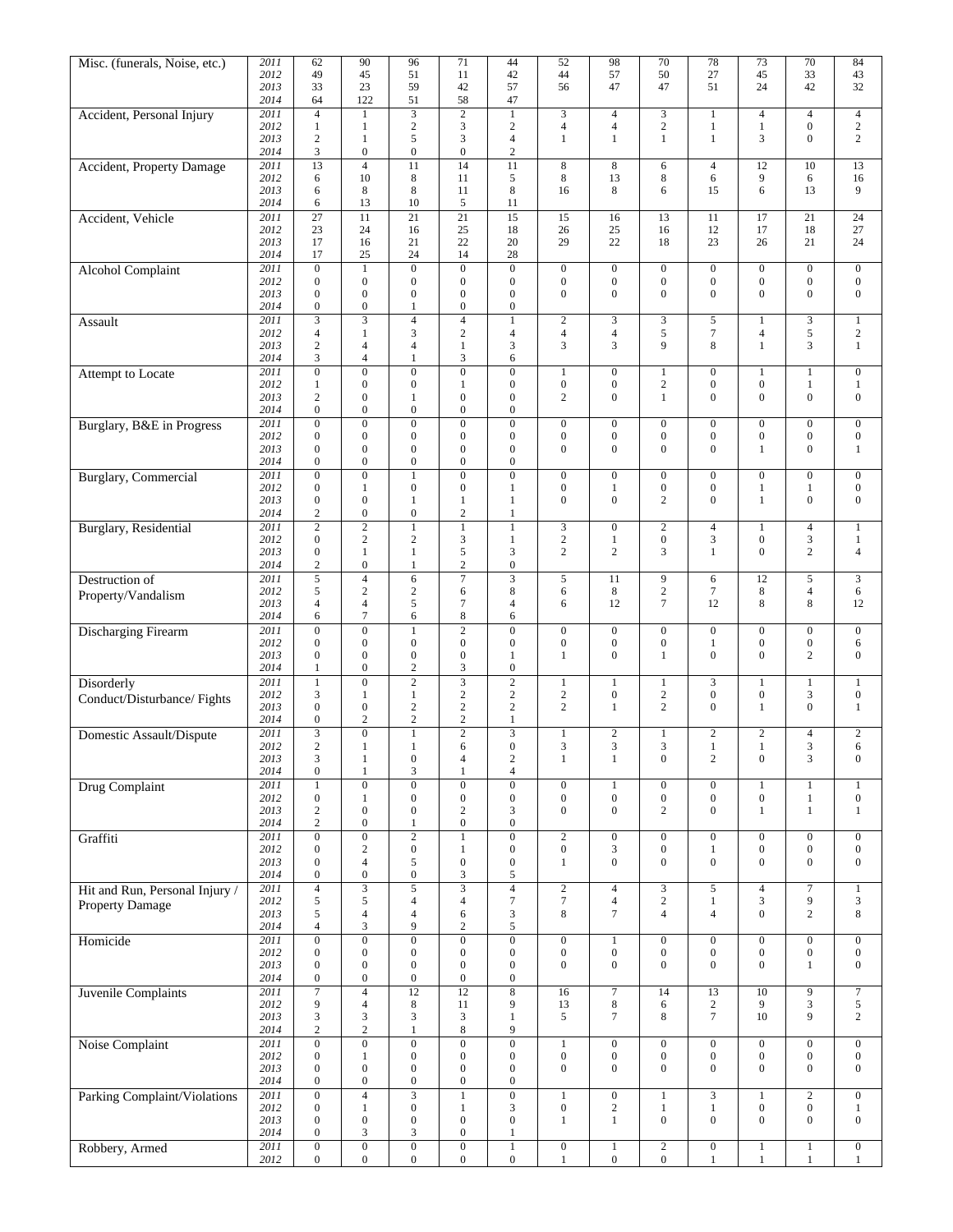| Misc. (funerals, Noise, etc.) | 2011 | 62 | 90 | 96 | 71 | 44 | 52 | 98 | 70 | 78 | 73 | 70 | 84 |
|---|---|---|---|---|---|---|---|---|---|---|---|---|---|
| | 2012 | 49 | 45 | 51 | 11 | 42 | 44 | 57 | 50 | 27 | 45 | 33 | 43 |
| | 2013 | 33 | 23 | 59 | 42 | 57 | 56 | 47 | 47 | 51 | 24 | 42 | 32 |
| | 2014 | 64 | 122 | 51 | 58 | 47 | | | | | | | |
| Accident, Personal Injury | 2011 | 4 | 1 | 3 | 2 | 1 | 3 | 4 | 3 | 1 | 4 | 4 | 4 |
| | 2012 | 1 | 1 | 2 | 3 | 2 | 4 | 4 | 2 | 1 | 1 | 0 | 2 |
| | 2013 | 2 | 1 | 5 | 3 | 4 | 1 | 1 | 1 | 1 | 3 | 0 | 2 |
| | 2014 | 3 | 0 | 0 | 0 | 2 | | | | | | | |
| Accident, Property Damage | 2011 | 13 | 4 | 11 | 14 | 11 | 8 | 8 | 6 | 4 | 12 | 10 | 13 |
| | 2012 | 6 | 10 | 8 | 11 | 5 | 8 | 13 | 8 | 6 | 9 | 6 | 16 |
| | 2013 | 6 | 8 | 8 | 11 | 8 | 16 | 8 | 6 | 15 | 6 | 13 | 9 |
| | 2014 | 6 | 13 | 10 | 5 | 11 | | | | | | | |
| Accident, Vehicle | 2011 | 27 | 11 | 21 | 21 | 15 | 15 | 16 | 13 | 11 | 17 | 21 | 24 |
| | 2012 | 23 | 24 | 16 | 25 | 18 | 26 | 25 | 16 | 12 | 17 | 18 | 27 |
| | 2013 | 17 | 16 | 21 | 22 | 20 | 29 | 22 | 18 | 23 | 26 | 21 | 24 |
| | 2014 | 17 | 25 | 24 | 14 | 28 | | | | | | | |
| Alcohol Complaint | 2011 | 0 | 1 | 0 | 0 | 0 | 0 | 0 | 0 | 0 | 0 | 0 | 0 |
| | 2012 | 0 | 0 | 0 | 0 | 0 | 0 | 0 | 0 | 0 | 0 | 0 | 0 |
| | 2013 | 0 | 0 | 0 | 0 | 0 | 0 | 0 | 0 | 0 | 0 | 0 | 0 |
| | 2014 | 0 | 0 | 1 | 0 | 0 | | | | | | | |
| Assault | 2011 | 3 | 3 | 4 | 4 | 1 | 2 | 3 | 3 | 5 | 1 | 3 | 1 |
| | 2012 | 4 | 1 | 3 | 2 | 4 | 4 | 4 | 5 | 7 | 4 | 5 | 2 |
| | 2013 | 2 | 4 | 4 | 1 | 3 | 3 | 3 | 9 | 8 | 1 | 3 | 1 |
| | 2014 | 3 | 4 | 1 | 3 | 6 | | | | | | | |
| Attempt to Locate | 2011 | 0 | 0 | 0 | 0 | 0 | 1 | 0 | 1 | 0 | 1 | 1 | 0 |
| | 2012 | 1 | 0 | 0 | 1 | 0 | 0 | 0 | 2 | 0 | 0 | 1 | 1 |
| | 2013 | 2 | 0 | 1 | 0 | 0 | 2 | 0 | 1 | 0 | 0 | 0 | 0 |
| | 2014 | 0 | 0 | 0 | 0 | 0 | | | | | | | |
| Burglary, B&E in Progress | 2011 | 0 | 0 | 0 | 0 | 0 | 0 | 0 | 0 | 0 | 0 | 0 | 0 |
| | 2012 | 0 | 0 | 0 | 0 | 0 | 0 | 0 | 0 | 0 | 0 | 0 | 0 |
| | 2013 | 0 | 0 | 0 | 0 | 0 | 0 | 0 | 0 | 0 | 1 | 0 | 1 |
| | 2014 | 0 | 0 | 0 | 0 | 0 | | | | | | | |
| Burglary, Commercial | 2011 | 0 | 0 | 1 | 0 | 0 | 0 | 0 | 0 | 0 | 0 | 0 | 0 |
| | 2012 | 0 | 1 | 0 | 0 | 1 | 0 | 1 | 0 | 0 | 1 | 1 | 0 |
| | 2013 | 0 | 0 | 1 | 1 | 1 | 0 | 0 | 2 | 0 | 1 | 0 | 0 |
| | 2014 | 2 | 0 | 0 | 2 | 1 | | | | | | | |
| Burglary, Residential | 2011 | 2 | 2 | 1 | 1 | 1 | 3 | 0 | 2 | 4 | 1 | 4 | 1 |
| | 2012 | 0 | 2 | 2 | 3 | 1 | 2 | 1 | 0 | 3 | 0 | 3 | 1 |
| | 2013 | 0 | 1 | 1 | 5 | 3 | 2 | 2 | 3 | 1 | 0 | 2 | 4 |
| | 2014 | 2 | 0 | 1 | 2 | 0 | | | | | | | |
| Destruction of Property/Vandalism | 2011 | 5 | 4 | 6 | 7 | 3 | 5 | 11 | 9 | 6 | 12 | 5 | 3 |
| | 2012 | 5 | 2 | 2 | 6 | 8 | 6 | 8 | 2 | 7 | 8 | 4 | 6 |
| | 2013 | 4 | 4 | 5 | 7 | 4 | 6 | 12 | 7 | 12 | 8 | 8 | 12 |
| | 2014 | 6 | 7 | 6 | 8 | 6 | | | | | | | |
| Discharging Firearm | 2011 | 0 | 0 | 1 | 2 | 0 | 0 | 0 | 0 | 0 | 0 | 0 | 0 |
| | 2012 | 0 | 0 | 0 | 0 | 0 | 0 | 0 | 0 | 1 | 0 | 0 | 6 |
| | 2013 | 0 | 0 | 0 | 0 | 1 | 1 | 0 | 1 | 0 | 0 | 2 | 0 |
| | 2014 | 1 | 0 | 2 | 3 | 0 | | | | | | | |
| Disorderly Conduct/Disturbance/ Fights | 2011 | 1 | 0 | 2 | 3 | 2 | 1 | 1 | 1 | 3 | 1 | 1 | 1 |
| | 2012 | 3 | 1 | 1 | 2 | 2 | 2 | 0 | 2 | 0 | 0 | 3 | 0 |
| | 2013 | 0 | 0 | 2 | 2 | 2 | 2 | 1 | 2 | 0 | 1 | 0 | 1 |
| | 2014 | 0 | 2 | 2 | 2 | 1 | | | | | | | |
| Domestic Assault/Dispute | 2011 | 3 | 0 | 1 | 2 | 3 | 1 | 2 | 1 | 2 | 2 | 4 | 2 |
| | 2012 | 2 | 1 | 1 | 6 | 0 | 3 | 3 | 3 | 1 | 1 | 3 | 6 |
| | 2013 | 3 | 1 | 0 | 4 | 2 | 1 | 1 | 0 | 2 | 0 | 3 | 0 |
| | 2014 | 0 | 1 | 3 | 1 | 4 | | | | | | | |
| Drug Complaint | 2011 | 1 | 0 | 0 | 0 | 0 | 0 | 1 | 0 | 0 | 1 | 1 | 1 |
| | 2012 | 0 | 1 | 0 | 0 | 0 | 0 | 0 | 0 | 0 | 0 | 1 | 0 |
| | 2013 | 2 | 0 | 0 | 2 | 3 | 0 | 0 | 2 | 0 | 1 | 1 | 1 |
| | 2014 | 2 | 0 | 1 | 0 | 0 | | | | | | | |
| Graffiti | 2011 | 0 | 0 | 2 | 1 | 0 | 2 | 0 | 0 | 0 | 0 | 0 | 0 |
| | 2012 | 0 | 2 | 0 | 1 | 0 | 0 | 3 | 0 | 1 | 0 | 0 | 0 |
| | 2013 | 0 | 4 | 5 | 0 | 0 | 1 | 0 | 0 | 0 | 0 | 0 | 0 |
| | 2014 | 0 | 0 | 0 | 3 | 5 | | | | | | | |
| Hit and Run, Personal Injury / Property Damage | 2011 | 4 | 3 | 5 | 3 | 4 | 2 | 4 | 3 | 5 | 4 | 7 | 1 |
| | 2012 | 5 | 5 | 4 | 4 | 7 | 7 | 4 | 2 | 1 | 3 | 9 | 3 |
| | 2013 | 5 | 4 | 4 | 6 | 3 | 8 | 7 | 4 | 4 | 0 | 2 | 8 |
| | 2014 | 4 | 3 | 9 | 2 | 5 | | | | | | | |
| Homicide | 2011 | 0 | 0 | 0 | 0 | 0 | 0 | 1 | 0 | 0 | 0 | 0 | 0 |
| | 2012 | 0 | 0 | 0 | 0 | 0 | 0 | 0 | 0 | 0 | 0 | 0 | 0 |
| | 2013 | 0 | 0 | 0 | 0 | 0 | 0 | 0 | 0 | 0 | 0 | 1 | 0 |
| | 2014 | 0 | 0 | 0 | 0 | 0 | | | | | | | |
| Juvenile Complaints | 2011 | 7 | 4 | 12 | 12 | 8 | 16 | 7 | 14 | 13 | 10 | 9 | 7 |
| | 2012 | 9 | 4 | 8 | 11 | 9 | 13 | 8 | 6 | 2 | 9 | 3 | 5 |
| | 2013 | 3 | 3 | 3 | 3 | 1 | 5 | 7 | 8 | 7 | 10 | 9 | 2 |
| | 2014 | 2 | 2 | 1 | 8 | 9 | | | | | | | |
| Noise Complaint | 2011 | 0 | 0 | 0 | 0 | 0 | 1 | 0 | 0 | 0 | 0 | 0 | 0 |
| | 2012 | 0 | 1 | 0 | 0 | 0 | 0 | 0 | 0 | 0 | 0 | 0 | 0 |
| | 2013 | 0 | 0 | 0 | 0 | 0 | 0 | 0 | 0 | 0 | 0 | 0 | 0 |
| | 2014 | 0 | 0 | 0 | 0 | 0 | | | | | | | |
| Parking Complaint/Violations | 2011 | 0 | 4 | 3 | 1 | 0 | 1 | 0 | 1 | 3 | 1 | 2 | 0 |
| | 2012 | 0 | 1 | 0 | 1 | 3 | 0 | 2 | 1 | 1 | 0 | 0 | 1 |
| | 2013 | 0 | 0 | 0 | 0 | 0 | 1 | 1 | 0 | 0 | 0 | 0 | 0 |
| | 2014 | 0 | 3 | 3 | 0 | 1 | | | | | | | |
| Robbery, Armed | 2011 | 0 | 0 | 0 | 0 | 1 | 0 | 1 | 2 | 0 | 1 | 1 | 0 |
| | 2012 | 0 | 0 | 0 | 0 | 0 | 1 | 0 | 0 | 1 | 1 | 1 | 1 |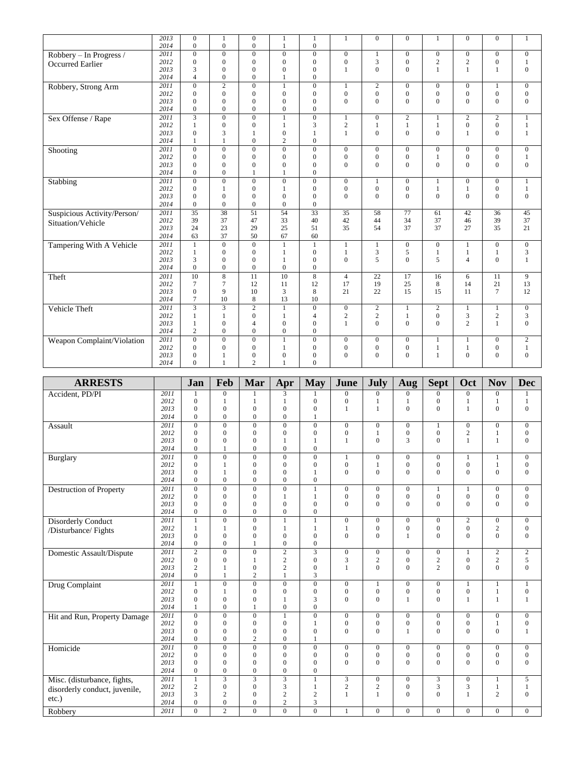| | | Jan | Feb | Mar | Apr | May | June | July | Aug | Sept | Oct | Nov | Dec |
|---|---|---|---|---|---|---|---|---|---|---|---|---|---|
| | 2013 | 0 | 1 | 0 | 1 | 1 | 1 | 0 | 0 | 1 | 0 | 0 | 1 |
| | 2014 | 0 | 0 | 0 | 1 | 0 | | | | | | | |
| Robbery – In Progress / Occurred Earlier | 2011 | 0 | 0 | 0 | 0 | 0 | 0 | 1 | 0 | 0 | 0 | 0 | 0 |
| | 2012 | 0 | 0 | 0 | 0 | 0 | 0 | 3 | 0 | 2 | 2 | 0 | 1 |
| | 2013 | 3 | 0 | 0 | 0 | 0 | 1 | 0 | 0 | 1 | 1 | 1 | 0 |
| | 2014 | 4 | 0 | 0 | 1 | 0 | | | | | | | |
| Robbery, Strong Arm | 2011 | 0 | 2 | 0 | 1 | 0 | 1 | 2 | 0 | 0 | 0 | 1 | 0 |
| | 2012 | 0 | 0 | 0 | 0 | 0 | 0 | 0 | 0 | 0 | 0 | 0 | 0 |
| | 2013 | 0 | 0 | 0 | 0 | 0 | 0 | 0 | 0 | 0 | 0 | 0 | 0 |
| | 2014 | 0 | 0 | 0 | 0 | 0 | | | | | | | |
| Sex Offense / Rape | 2011 | 3 | 0 | 0 | 1 | 0 | 1 | 0 | 2 | 1 | 2 | 2 | 1 |
| | 2012 | 1 | 0 | 0 | 1 | 3 | 2 | 1 | 1 | 1 | 0 | 0 | 1 |
| | 2013 | 0 | 3 | 1 | 0 | 1 | 1 | 0 | 0 | 0 | 1 | 0 | 1 |
| | 2014 | 1 | 1 | 0 | 2 | 0 | | | | | | | |
| Shooting | 2011 | 0 | 0 | 0 | 0 | 0 | 0 | 0 | 0 | 0 | 0 | 0 | 0 |
| | 2012 | 0 | 0 | 0 | 0 | 0 | 0 | 0 | 0 | 1 | 0 | 0 | 1 |
| | 2013 | 0 | 0 | 0 | 0 | 0 | 0 | 0 | 0 | 0 | 0 | 0 | 0 |
| | 2014 | 0 | 0 | 1 | 1 | 0 | | | | | | | |
| Stabbing | 2011 | 0 | 0 | 0 | 0 | 0 | 0 | 1 | 0 | 1 | 0 | 0 | 1 |
| | 2012 | 0 | 1 | 0 | 1 | 0 | 0 | 0 | 0 | 1 | 1 | 0 | 1 |
| | 2013 | 0 | 0 | 0 | 0 | 0 | 0 | 0 | 0 | 0 | 0 | 0 | 0 |
| | 2014 | 0 | 0 | 0 | 0 | 0 | | | | | | | |
| Suspicious Activity/Person/ Situation/Vehicle | 2011 | 35 | 38 | 51 | 54 | 33 | 35 | 58 | 77 | 61 | 42 | 36 | 45 |
| | 2012 | 39 | 37 | 47 | 33 | 40 | 42 | 44 | 34 | 37 | 46 | 39 | 37 |
| | 2013 | 24 | 23 | 29 | 25 | 51 | 35 | 54 | 37 | 37 | 27 | 35 | 21 |
| | 2014 | 63 | 37 | 50 | 67 | 60 | | | | | | | |
| Tampering With A Vehicle | 2011 | 1 | 0 | 0 | 1 | 1 | 1 | 1 | 0 | 0 | 1 | 0 | 0 |
| | 2012 | 1 | 0 | 0 | 1 | 0 | 1 | 3 | 5 | 1 | 1 | 1 | 3 |
| | 2013 | 3 | 0 | 0 | 1 | 0 | 0 | 5 | 0 | 5 | 4 | 0 | 1 |
| | 2014 | 0 | 0 | 0 | 0 | 0 | | | | | | | |
| Theft | 2011 | 10 | 8 | 11 | 10 | 8 | 4 | 22 | 17 | 16 | 6 | 11 | 9 |
| | 2012 | 7 | 7 | 12 | 11 | 12 | 17 | 19 | 25 | 8 | 14 | 21 | 13 |
| | 2013 | 0 | 9 | 10 | 3 | 8 | 21 | 22 | 15 | 15 | 11 | 7 | 12 |
| | 2014 | 7 | 10 | 8 | 13 | 10 | | | | | | | |
| Vehicle Theft | 2011 | 3 | 3 | 2 | 1 | 0 | 0 | 2 | 1 | 2 | 1 | 1 | 0 |
| | 2012 | 1 | 1 | 0 | 1 | 4 | 2 | 2 | 1 | 0 | 3 | 2 | 3 |
| | 2013 | 1 | 0 | 4 | 0 | 0 | 1 | 0 | 0 | 0 | 2 | 1 | 0 |
| | 2014 | 2 | 0 | 0 | 0 | 0 | | | | | | | |
| Weapon Complaint/Violation | 2011 | 0 | 0 | 0 | 1 | 0 | 0 | 0 | 0 | 1 | 1 | 0 | 2 |
| | 2012 | 0 | 0 | 0 | 1 | 0 | 0 | 0 | 0 | 1 | 1 | 0 | 1 |
| | 2013 | 0 | 1 | 0 | 0 | 0 | 0 | 0 | 0 | 1 | 0 | 0 | 0 |
| | 2014 | 0 | 1 | 2 | 1 | 0 | | | | | | | |

| ARRESTS | | Jan | Feb | Mar | Apr | May | June | July | Aug | Sept | Oct | Nov | Dec |
|---|---|---|---|---|---|---|---|---|---|---|---|---|---|
| Accident, PD/PI | 2011 | 1 | 0 | 1 | 3 | 1 | 0 | 0 | 0 | 0 | 0 | 0 | 1 |
| | 2012 | 0 | 1 | 1 | 1 | 0 | 0 | 1 | 1 | 0 | 1 | 1 | 1 |
| | 2013 | 0 | 0 | 0 | 0 | 0 | 1 | 1 | 0 | 0 | 1 | 0 | 0 |
| | 2014 | 0 | 0 | 0 | 0 | 1 | | | | | | | |
| Assault | 2011 | 0 | 0 | 0 | 0 | 0 | 0 | 0 | 0 | 1 | 0 | 0 | 0 |
| | 2012 | 0 | 0 | 0 | 0 | 0 | 0 | 1 | 0 | 0 | 2 | 1 | 0 |
| | 2013 | 0 | 0 | 0 | 1 | 1 | 1 | 0 | 3 | 0 | 1 | 1 | 0 |
| | 2014 | 0 | 1 | 0 | 0 | 0 | | | | | | | |
| Burglary | 2011 | 0 | 0 | 0 | 0 | 0 | 1 | 0 | 0 | 0 | 1 | 1 | 0 |
| | 2012 | 0 | 1 | 0 | 0 | 0 | 0 | 1 | 0 | 0 | 0 | 1 | 0 |
| | 2013 | 0 | 1 | 0 | 0 | 1 | 0 | 0 | 0 | 0 | 0 | 0 | 0 |
| | 2014 | 0 | 0 | 0 | 0 | 0 | | | | | | | |
| Destruction of Property | 2011 | 0 | 0 | 0 | 0 | 1 | 0 | 0 | 0 | 1 | 1 | 0 | 0 |
| | 2012 | 0 | 0 | 0 | 1 | 1 | 0 | 0 | 0 | 0 | 0 | 0 | 0 |
| | 2013 | 0 | 0 | 0 | 0 | 0 | 0 | 0 | 0 | 0 | 0 | 0 | 0 |
| | 2014 | 0 | 0 | 0 | 0 | 0 | | | | | | | |
| Disorderly Conduct /Disturbance/ Fights | 2011 | 1 | 0 | 0 | 1 | 1 | 0 | 0 | 0 | 0 | 2 | 0 | 0 |
| | 2012 | 1 | 1 | 0 | 1 | 1 | 1 | 0 | 0 | 0 | 0 | 2 | 0 |
| | 2013 | 0 | 0 | 0 | 0 | 0 | 0 | 0 | 1 | 0 | 0 | 0 | 0 |
| | 2014 | 0 | 0 | 1 | 0 | 0 | | | | | | | |
| Domestic Assault/Dispute | 2011 | 2 | 0 | 0 | 2 | 3 | 0 | 0 | 0 | 0 | 1 | 2 | 2 |
| | 2012 | 0 | 0 | 1 | 2 | 0 | 3 | 2 | 0 | 2 | 0 | 2 | 5 |
| | 2013 | 2 | 1 | 0 | 2 | 0 | 1 | 0 | 0 | 2 | 0 | 0 | 0 |
| | 2014 | 0 | 1 | 2 | 1 | 3 | | | | | | | |
| Drug Complaint | 2011 | 1 | 0 | 0 | 0 | 0 | 0 | 1 | 0 | 0 | 1 | 1 | 1 |
| | 2012 | 0 | 1 | 0 | 0 | 0 | 0 | 0 | 0 | 0 | 0 | 1 | 0 |
| | 2013 | 0 | 0 | 0 | 1 | 3 | 0 | 0 | 1 | 0 | 1 | 1 | 1 |
| | 2014 | 1 | 0 | 1 | 0 | 0 | | | | | | | |
| Hit and Run, Property Damage | 2011 | 0 | 0 | 0 | 1 | 0 | 0 | 0 | 0 | 0 | 0 | 0 | 0 |
| | 2012 | 0 | 0 | 0 | 0 | 1 | 0 | 0 | 0 | 0 | 0 | 1 | 0 |
| | 2013 | 0 | 0 | 0 | 0 | 0 | 0 | 0 | 1 | 0 | 0 | 0 | 1 |
| | 2014 | 0 | 0 | 2 | 0 | 1 | | | | | | | |
| Homicide | 2011 | 0 | 0 | 0 | 0 | 0 | 0 | 0 | 0 | 0 | 0 | 0 | 0 |
| | 2012 | 0 | 0 | 0 | 0 | 0 | 0 | 0 | 0 | 0 | 0 | 0 | 0 |
| | 2013 | 0 | 0 | 0 | 0 | 0 | 0 | 0 | 0 | 0 | 0 | 0 | 0 |
| | 2014 | 0 | 0 | 0 | 0 | 0 | | | | | | | |
| Misc. (disturbance, fights, disorderly conduct, juvenile, etc.) | 2011 | 1 | 3 | 3 | 3 | 1 | 3 | 0 | 0 | 3 | 0 | 1 | 5 |
| | 2012 | 2 | 0 | 0 | 3 | 1 | 2 | 2 | 0 | 3 | 3 | 1 | 1 |
| | 2013 | 3 | 2 | 0 | 2 | 2 | 1 | 1 | 0 | 0 | 1 | 2 | 0 |
| | 2014 | 0 | 0 | 0 | 2 | 3 | | | | | | | |
| Robbery | 2011 | 0 | 2 | 0 | 0 | 0 | 1 | 0 | 0 | 0 | 0 | 0 | 0 |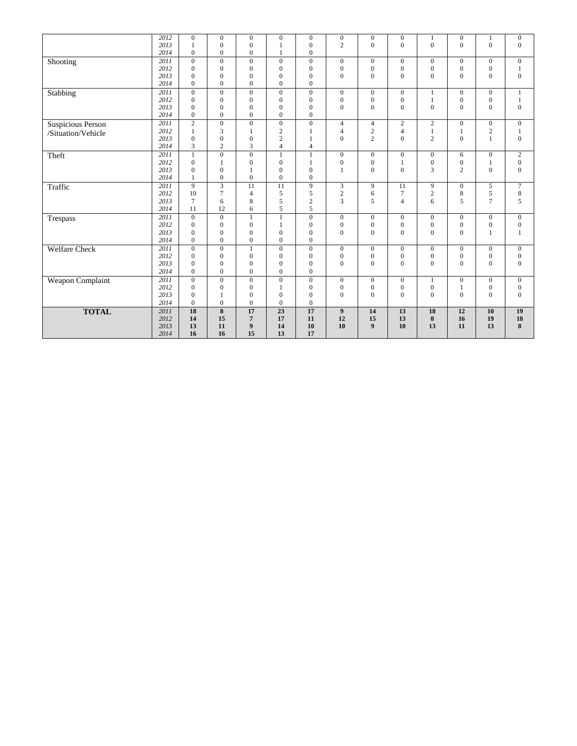| | | | | | | | | | | | | | |
|---|---|---|---|---|---|---|---|---|---|---|---|---|---|
| | 2012 | 0 | 0 | 0 | 0 | 0 | 0 | 0 | 0 | 1 | 0 | 1 | 0 |
| | 2013 | 1 | 0 | 0 | 1 | 0 | 2 | 0 | 0 | 0 | 0 | 0 | 0 |
| | 2014 | 0 | 0 | 0 | 1 | 0 | | | | | | | |
| Shooting | 2011 | 0 | 0 | 0 | 0 | 0 | 0 | 0 | 0 | 0 | 0 | 0 | 0 |
| | 2012 | 0 | 0 | 0 | 0 | 0 | 0 | 0 | 0 | 0 | 0 | 0 | 1 |
| | 2013 | 0 | 0 | 0 | 0 | 0 | 0 | 0 | 0 | 0 | 0 | 0 | 0 |
| | 2014 | 0 | 0 | 0 | 0 | 0 | | | | | | | |
| Stabbing | 2011 | 0 | 0 | 0 | 0 | 0 | 0 | 0 | 0 | 1 | 0 | 0 | 1 |
| | 2012 | 0 | 0 | 0 | 0 | 0 | 0 | 0 | 0 | 1 | 0 | 0 | 1 |
| | 2013 | 0 | 0 | 0 | 0 | 0 | 0 | 0 | 0 | 0 | 0 | 0 | 0 |
| | 2014 | 0 | 0 | 0 | 0 | 0 | | | | | | | |
| Suspicious Person /Situation/Vehicle | 2011 | 2 | 0 | 0 | 0 | 0 | 4 | 4 | 2 | 2 | 0 | 0 | 0 |
| | 2012 | 1 | 3 | 1 | 2 | 1 | 4 | 2 | 4 | 1 | 1 | 2 | 1 |
| | 2013 | 0 | 0 | 0 | 2 | 1 | 0 | 2 | 0 | 2 | 0 | 1 | 0 |
| | 2014 | 3 | 2 | 3 | 4 | 4 | | | | | | | |
| Theft | 2011 | 1 | 0 | 0 | 1 | 1 | 0 | 0 | 0 | 0 | 6 | 0 | 2 |
| | 2012 | 0 | 1 | 0 | 0 | 1 | 0 | 0 | 1 | 0 | 0 | 1 | 0 |
| | 2013 | 0 | 0 | 1 | 0 | 0 | 1 | 0 | 0 | 3 | 2 | 0 | 0 |
| | 2014 | 1 | 0 | 0 | 0 | 0 | | | | | | | |
| Traffic | 2011 | 9 | 3 | 11 | 11 | 9 | 3 | 9 | 11 | 9 | 0 | 5 | 7 |
| | 2012 | 10 | 7 | 4 | 5 | 5 | 2 | 6 | 7 | 2 | 8 | 5 | 8 |
| | 2013 | 7 | 6 | 8 | 5 | 2 | 3 | 5 | 4 | 6 | 5 | 7 | 5 |
| | 2014 | 11 | 12 | 6 | 5 | 5 | | | | | | | |
| Trespass | 2011 | 0 | 0 | 1 | 1 | 0 | 0 | 0 | 0 | 0 | 0 | 0 | 0 |
| | 2012 | 0 | 0 | 0 | 1 | 0 | 0 | 0 | 0 | 0 | 0 | 0 | 0 |
| | 2013 | 0 | 0 | 0 | 0 | 0 | 0 | 0 | 0 | 0 | 0 | 1 | 1 |
| | 2014 | 0 | 0 | 0 | 0 | 0 | | | | | | | |
| Welfare Check | 2011 | 0 | 0 | 1 | 0 | 0 | 0 | 0 | 0 | 0 | 0 | 0 | 0 |
| | 2012 | 0 | 0 | 0 | 0 | 0 | 0 | 0 | 0 | 0 | 0 | 0 | 0 |
| | 2013 | 0 | 0 | 0 | 0 | 0 | 0 | 0 | 0 | 0 | 0 | 0 | 0 |
| | 2014 | 0 | 0 | 0 | 0 | 0 | | | | | | | |
| Weapon Complaint | 2011 | 0 | 0 | 0 | 0 | 0 | 0 | 0 | 0 | 1 | 0 | 0 | 0 |
| | 2012 | 0 | 0 | 0 | 1 | 0 | 0 | 0 | 0 | 0 | 1 | 0 | 0 |
| | 2013 | 0 | 1 | 0 | 0 | 0 | 0 | 0 | 0 | 0 | 0 | 0 | 0 |
| | 2014 | 0 | 0 | 0 | 0 | 0 | | | | | | | |
| **TOTAL** | 2011 | **18** | **8** | **17** | **23** | **17** | **9** | **14** | **13** | **18** | **12** | **10** | **19** |
| | 2012 | **14** | **15** | **7** | **17** | **11** | **12** | **15** | **13** | **8** | **16** | **19** | **18** |
| | 2013 | **13** | **11** | **9** | **14** | **10** | **10** | **9** | **10** | **13** | **11** | **13** | **8** |
| | 2014 | **16** | **16** | **15** | **13** | **17** | | | | | | | |